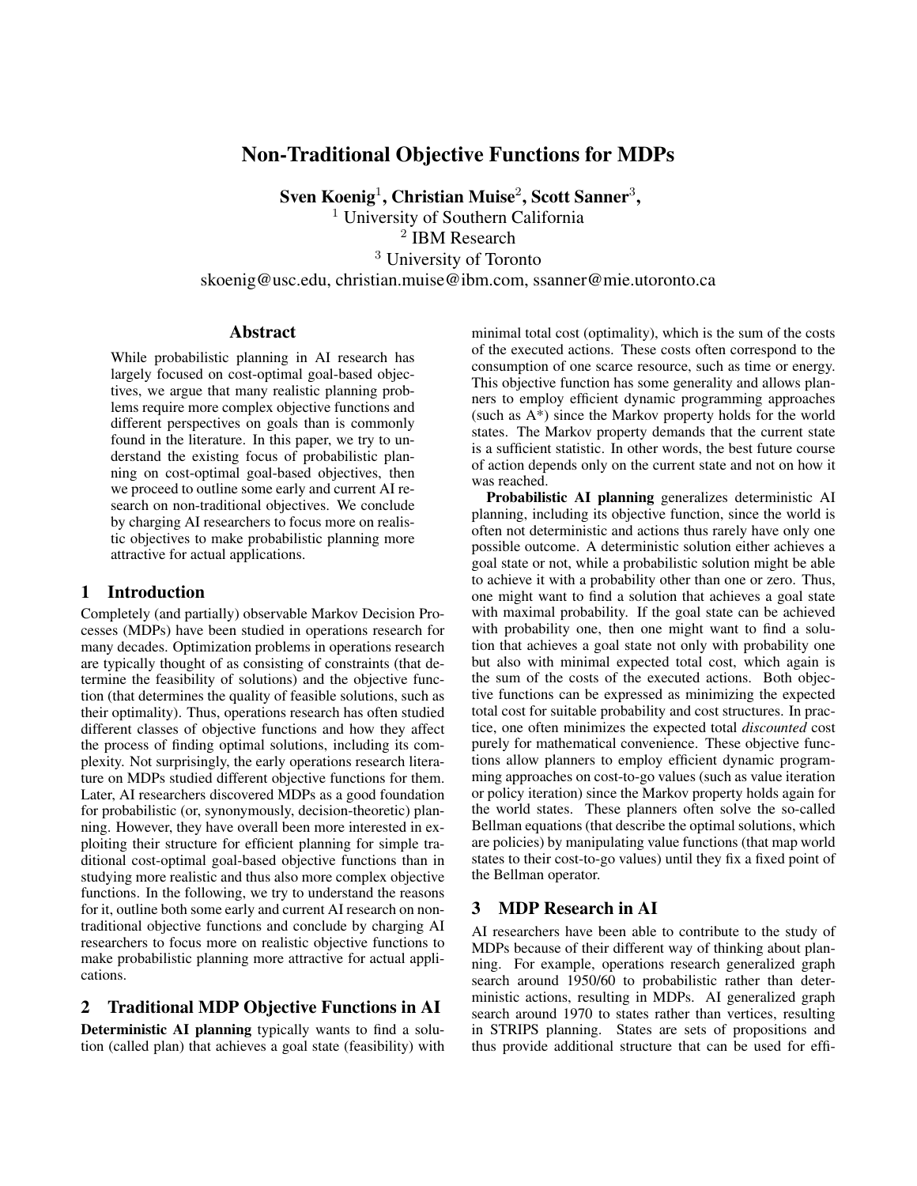# Non-Traditional Objective Functions for MDPs

**Sven Koenig[1], Christian Muise[2], Scott Sanner[3],**
[1] University of Southern California
[2] IBM Research
[3] University of Toronto
skoenig@usc.edu, christian.muise@ibm.com, ssanner@mie.utoronto.ca

## Abstract

While probabilistic planning in AI research has largely focused on cost-optimal goal-based objectives, we argue that many realistic planning problems require more complex objective functions and different perspectives on goals than is commonly found in the literature. In this paper, we try to understand the existing focus of probabilistic planning on cost-optimal goal-based objectives, then we proceed to outline some early and current AI research on non-traditional objectives. We conclude by charging AI researchers to focus more on realistic objectives to make probabilistic planning more attractive for actual applications.

## 1 Introduction

Completely (and partially) observable Markov Decision Processes (MDPs) have been studied in operations research for many decades. Optimization problems in operations research are typically thought of as consisting of constraints (that determine the feasibility of solutions) and the objective function (that determines the quality of feasible solutions, such as their optimality). Thus, operations research has often studied different classes of objective functions and how they affect the process of finding optimal solutions, including its complexity. Not surprisingly, the early operations research literature on MDPs studied different objective functions for them. Later, AI researchers discovered MDPs as a good foundation for probabilistic (or, synonymously, decision-theoretic) planning. However, they have overall been more interested in exploiting their structure for efficient planning for simple traditional cost-optimal goal-based objective functions than in studying more realistic and thus also more complex objective functions. In the following, we try to understand the reasons for it, outline both some early and current AI research on non-traditional objective functions and conclude by charging AI researchers to focus more on realistic objective functions to make probabilistic planning more attractive for actual applications.

## 2 Traditional MDP Objective Functions in AI

**Deterministic AI planning** typically wants to find a solution (called plan) that achieves a goal state (feasibility) with minimal total cost (optimality), which is the sum of the costs of the executed actions. These costs often correspond to the consumption of one scarce resource, such as time or energy. This objective function has some generality and allows planners to employ efficient dynamic programming approaches (such as A*) since the Markov property holds for the world states. The Markov property demands that the current state is a sufficient statistic. In other words, the best future course of action depends only on the current state and not on how it was reached.

**Probabilistic AI planning** generalizes deterministic AI planning, including its objective function, since the world is often not deterministic and actions thus rarely have only one possible outcome. A deterministic solution either achieves a goal state or not, while a probabilistic solution might be able to achieve it with a probability other than one or zero. Thus, one might want to find a solution that achieves a goal state with maximal probability. If the goal state can be achieved with probability one, then one might want to find a solution that achieves a goal state not only with probability one but also with minimal expected total cost, which again is the sum of the costs of the executed actions. Both objective functions can be expressed as minimizing the expected total cost for suitable probability and cost structures. In practice, one often minimizes the expected total *discounted* cost purely for mathematical convenience. These objective functions allow planners to employ efficient dynamic programming approaches on cost-to-go values (such as value iteration or policy iteration) since the Markov property holds again for the world states. These planners often solve the so-called Bellman equations (that describe the optimal solutions, which are policies) by manipulating value functions (that map world states to their cost-to-go values) until they fix a fixed point of the Bellman operator.

## 3 MDP Research in AI

AI researchers have been able to contribute to the study of MDPs because of their different way of thinking about planning. For example, operations research generalized graph search around 1950/60 to probabilistic rather than deterministic actions, resulting in MDPs. AI generalized graph search around 1970 to states rather than vertices, resulting in STRIPS planning. States are sets of propositions and thus provide additional structure that can be used for effi-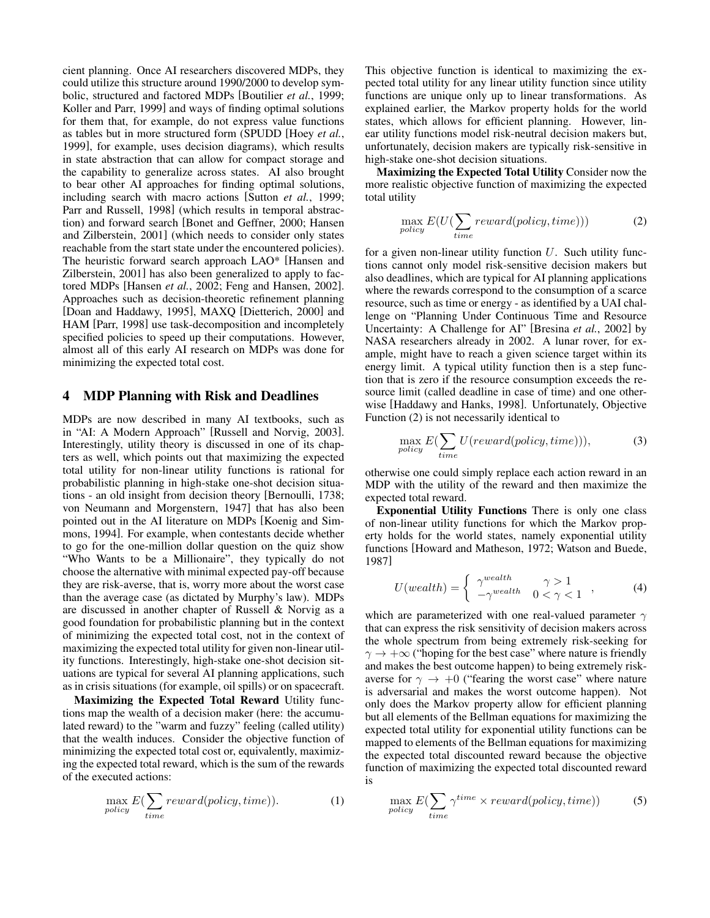cient planning. Once AI researchers discovered MDPs, they could utilize this structure around 1990/2000 to develop symbolic, structured and factored MDPs [Boutilier *et al.*, 1999; Koller and Parr, 1999] and ways of finding optimal solutions for them that, for example, do not express value functions as tables but in more structured form (SPUDD [Hoey *et al.*, 1999], for example, uses decision diagrams), which results in state abstraction that can allow for compact storage and the capability to generalize across states. AI also brought to bear other AI approaches for finding optimal solutions, including search with macro actions [Sutton *et al.*, 1999; Parr and Russell, 1998] (which results in temporal abstraction) and forward search [Bonet and Geffner, 2000; Hansen and Zilberstein, 2001] (which needs to consider only states reachable from the start state under the encountered policies). The heuristic forward search approach LAO* [Hansen and Zilberstein, 2001] has also been generalized to apply to factored MDPs [Hansen *et al.*, 2002; Feng and Hansen, 2002]. Approaches such as decision-theoretic refinement planning [Doan and Haddawy, 1995], MAXQ [Dietterich, 2000] and HAM [Parr, 1998] use task-decomposition and incompletely specified policies to speed up their computations. However, almost all of this early AI research on MDPs was done for minimizing the expected total cost.

## 4 MDP Planning with Risk and Deadlines

MDPs are now described in many AI textbooks, such as in "AI: A Modern Approach" [Russell and Norvig, 2003]. Interestingly, utility theory is discussed in one of its chapters as well, which points out that maximizing the expected total utility for non-linear utility functions is rational for probabilistic planning in high-stake one-shot decision situations - an old insight from decision theory [Bernoulli, 1738; von Neumann and Morgenstern, 1947] that has also been pointed out in the AI literature on MDPs [Koenig and Simmons, 1994]. For example, when contestants decide whether to go for the one-million dollar question on the quiz show "Who Wants to be a Millionaire", they typically do not choose the alternative with minimal expected pay-off because they are risk-averse, that is, worry more about the worst case than the average case (as dictated by Murphy's law). MDPs are discussed in another chapter of Russell & Norvig as a good foundation for probabilistic planning but in the context of minimizing the expected total cost, not in the context of maximizing the expected total utility for given non-linear utility functions. Interestingly, high-stake one-shot decision situations are typical for several AI planning applications, such as in crisis situations (for example, oil spills) or on spacecraft.

**Maximizing the Expected Total Reward** Utility functions map the wealth of a decision maker (here: the accumulated reward) to the "warm and fuzzy" feeling (called utility) that the wealth induces. Consider the objective function of minimizing the expected total cost or, equivalently, maximizing the expected total reward, which is the sum of the rewards of the executed actions:

$$\max_{policy} E(\sum_{time} reward(policy, time)). \tag{1}$$

This objective function is identical to maximizing the expected total utility for any linear utility function since utility functions are unique only up to linear transformations. As explained earlier, the Markov property holds for the world states, which allows for efficient planning. However, linear utility functions model risk-neutral decision makers but, unfortunately, decision makers are typically risk-sensitive in high-stake one-shot decision situations.

**Maximizing the Expected Total Utility** Consider now the more realistic objective function of maximizing the expected total utility

$$\max_{policy} E(U(\sum_{time} reward(policy, time))) \tag{2}$$

for a given non-linear utility function $U$. Such utility functions cannot only model risk-sensitive decision makers but also deadlines, which are typical for AI planning applications where the rewards correspond to the consumption of a scarce resource, such as time or energy - as identified by a UAI challenge on "Planning Under Continuous Time and Resource Uncertainty: A Challenge for AI" [Bresina *et al.*, 2002] by NASA researchers already in 2002. A lunar rover, for example, might have to reach a given science target within its energy limit. A typical utility function then is a step function that is zero if the resource consumption exceeds the resource limit (called deadline in case of time) and one otherwise [Haddawy and Hanks, 1998]. Unfortunately, Objective Function (2) is not necessarily identical to

$$\max_{policy} E(\sum_{time} U(reward(policy, time))), \tag{3}$$

otherwise one could simply replace each action reward in an MDP with the utility of the reward and then maximize the expected total reward.

**Exponential Utility Functions** There is only one class of non-linear utility functions for which the Markov property holds for the world states, namely exponential utility functions [Howard and Matheson, 1972; Watson and Buede, 1987]

$$U(wealth) = \begin{cases} \gamma^{wealth} & \gamma > 1 \\ -\gamma^{wealth} & 0 < \gamma < 1 \end{cases}, \tag{4}$$

which are parameterized with one real-valued parameter $\gamma$ that can express the risk sensitivity of decision makers across the whole spectrum from being extremely risk-seeking for $\gamma \to +\infty$ ("hoping for the best case" where nature is friendly and makes the best outcome happen) to being extremely risk-averse for $\gamma \to +0$ ("fearing the worst case" where nature is adversarial and makes the worst outcome happen). Not only does the Markov property allow for efficient planning but all elements of the Bellman equations for maximizing the expected total utility for exponential utility functions can be mapped to elements of the Bellman equations for maximizing the expected total discounted reward because the objective function of maximizing the expected total discounted reward is

$$\max_{policy} E(\sum_{time} \gamma^{time} \times reward(policy, time)) \tag{5}$$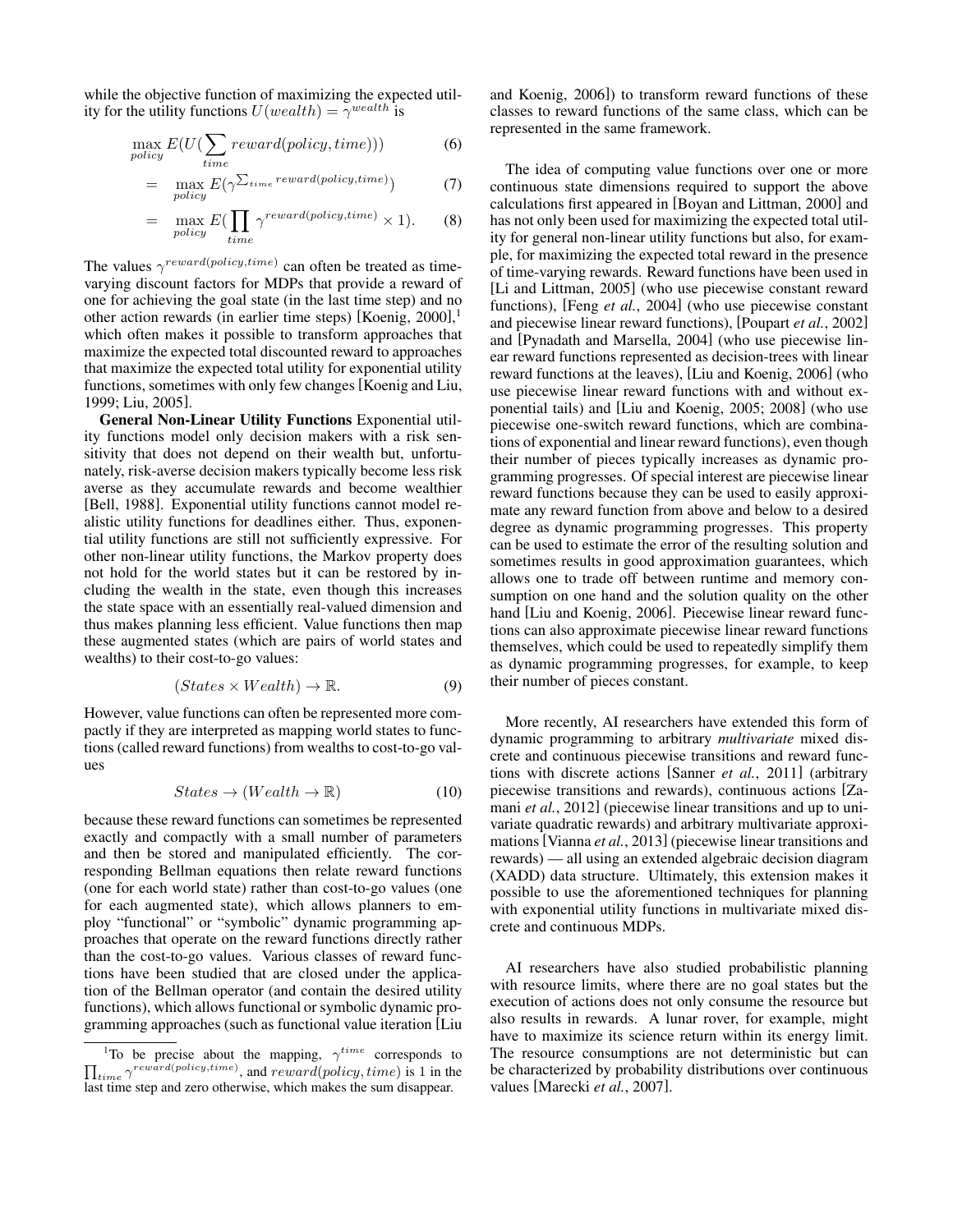while the objective function of maximizing the expected utility for the utility functions $U(wealth) = \gamma^{wealth}$ is

$$\max_{policy} E(U(\sum_{time} reward(policy, time))) \quad (6)$$

$$= \max_{policy} E(\gamma^{\sum_{time} reward(policy,time)}) \quad (7)$$

$$= \max_{policy} E(\prod_{time} \gamma^{reward(policy,time)} \times 1). \quad (8)$$

The values $\gamma^{reward(policy,time)}$ can often be treated as time-varying discount factors for MDPs that provide a reward of one for achieving the goal state (in the last time step) and no other action rewards (in earlier time steps) [Koenig, 2000],[1] which often makes it possible to transform approaches that maximize the expected total discounted reward to approaches that maximize the expected total utility for exponential utility functions, sometimes with only few changes [Koenig and Liu, 1999; Liu, 2005].

**General Non-Linear Utility Functions** Exponential utility functions model only decision makers with a risk sensitivity that does not depend on their wealth but, unfortunately, risk-averse decision makers typically become less risk averse as they accumulate rewards and become wealthier [Bell, 1988]. Exponential utility functions cannot model realistic utility functions for deadlines either. Thus, exponential utility functions are still not sufficiently expressive. For other non-linear utility functions, the Markov property does not hold for the world states but it can be restored by including the wealth in the state, even though this increases the state space with an essentially real-valued dimension and thus makes planning less efficient. Value functions then map these augmented states (which are pairs of world states and wealths) to their cost-to-go values:

$$(States \times Wealth) \to \mathbb{R}. \quad (9)$$

However, value functions can often be represented more compactly if they are interpreted as mapping world states to functions (called reward functions) from wealths to cost-to-go values

$$States \to (Wealth \to \mathbb{R}) \quad (10)$$

because these reward functions can sometimes be represented exactly and compactly with a small number of parameters and then be stored and manipulated efficiently. The corresponding Bellman equations then relate reward functions (one for each world state) rather than cost-to-go values (one for each augmented state), which allows planners to employ "functional" or "symbolic" dynamic programming approaches that operate on the reward functions directly rather than the cost-to-go values. Various classes of reward functions have been studied that are closed under the application of the Bellman operator (and contain the desired utility functions), which allows functional or symbolic dynamic programming approaches (such as functional value iteration [Liu and Koenig, 2006]) to transform reward functions of these classes to reward functions of the same class, which can be represented in the same framework.

The idea of computing value functions over one or more continuous state dimensions required to support the above calculations first appeared in [Boyan and Littman, 2000] and has not only been used for maximizing the expected total utility for general non-linear utility functions but also, for example, for maximizing the expected total reward in the presence of time-varying rewards. Reward functions have been used in [Li and Littman, 2005] (who use piecewise constant reward functions), [Feng *et al.*, 2004] (who use piecewise constant and piecewise linear reward functions), [Poupart *et al.*, 2002] and [Pynadath and Marsella, 2004] (who use piecewise linear reward functions represented as decision-trees with linear reward functions at the leaves), [Liu and Koenig, 2006] (who use piecewise linear reward functions with and without exponential tails) and [Liu and Koenig, 2005; 2008] (who use piecewise one-switch reward functions, which are combinations of exponential and linear reward functions), even though their number of pieces typically increases as dynamic programming progresses. Of special interest are piecewise linear reward functions because they can be used to easily approximate any reward function from above and below to a desired degree as dynamic programming progresses. This property can be used to estimate the error of the resulting solution and sometimes results in good approximation guarantees, which allows one to trade off between runtime and memory consumption on one hand and the solution quality on the other hand [Liu and Koenig, 2006]. Piecewise linear reward functions can also approximate piecewise linear reward functions themselves, which could be used to repeatedly simplify them as dynamic programming progresses, for example, to keep their number of pieces constant.

More recently, AI researchers have extended this form of dynamic programming to arbitrary *multivariate* mixed discrete and continuous piecewise transitions and reward functions with discrete actions [Sanner *et al.*, 2011] (arbitrary piecewise transitions and rewards), continuous actions [Zamani *et al.*, 2012] (piecewise linear transitions and up to univariate quadratic rewards) and arbitrary multivariate approximations [Vianna *et al.*, 2013] (piecewise linear transitions and rewards) — all using an extended algebraic decision diagram (XADD) data structure. Ultimately, this extension makes it possible to use the aforementioned techniques for planning with exponential utility functions in multivariate mixed discrete and continuous MDPs.

AI researchers have also studied probabilistic planning with resource limits, where there are no goal states but the execution of actions does not only consume the resource but also results in rewards. A lunar rover, for example, might have to maximize its science return within its energy limit. The resource consumptions are not deterministic but can be characterized by probability distributions over continuous values [Marecki *et al.*, 2007].

[1] To be precise about the mapping, $\gamma^{time}$ corresponds to $\prod_{time} \gamma^{reward(policy,time)}$, and $reward(policy, time)$ is 1 in the last time step and zero otherwise, which makes the sum disappear.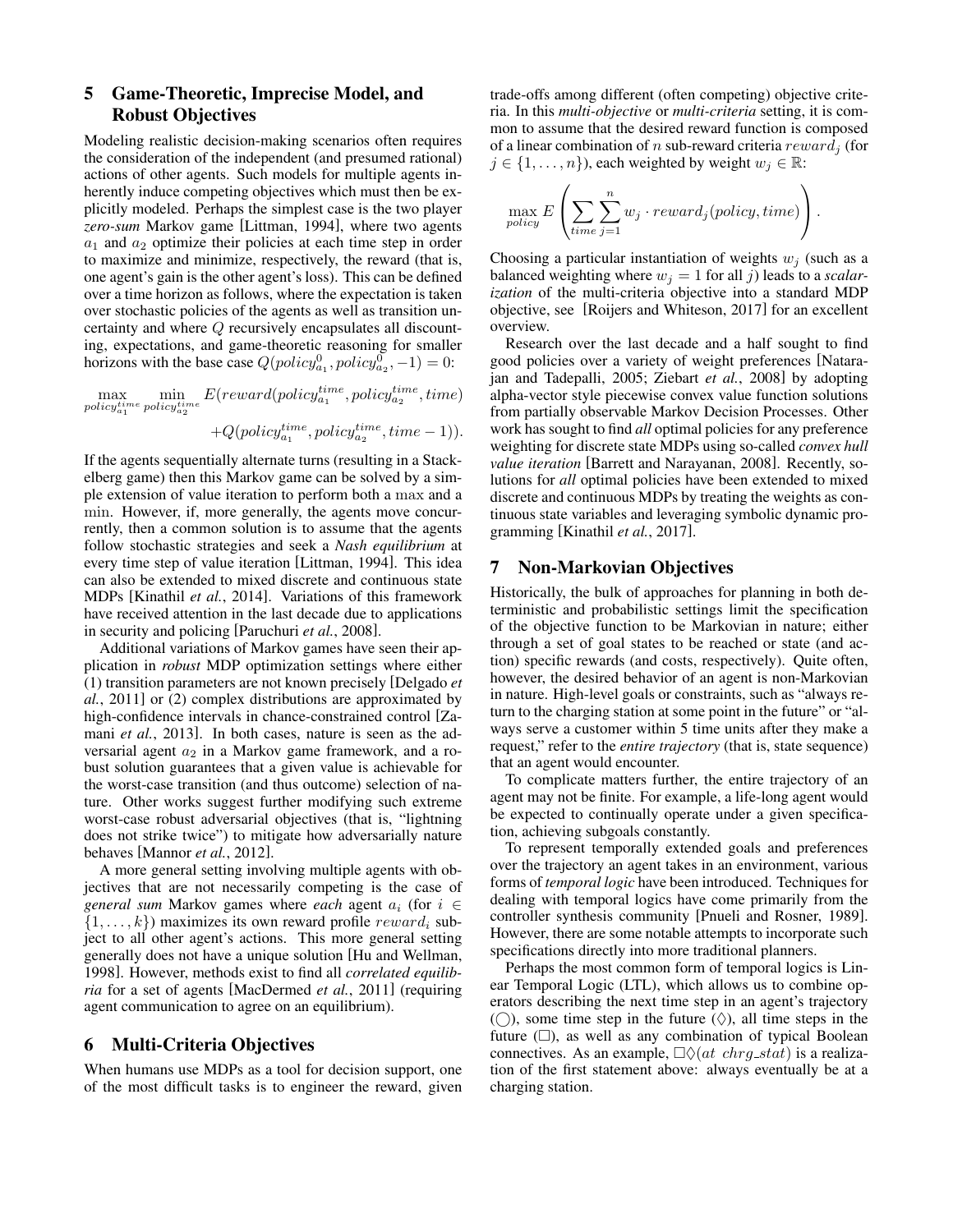## 5 Game-Theoretic, Imprecise Model, and Robust Objectives

Modeling realistic decision-making scenarios often requires the consideration of the independent (and presumed rational) actions of other agents. Such models for multiple agents inherently induce competing objectives which must then be explicitly modeled. Perhaps the simplest case is the two player *zero-sum* Markov game [Littman, 1994], where two agents $a_1$ and $a_2$ optimize their policies at each time step in order to maximize and minimize, respectively, the reward (that is, one agent's gain is the other agent's loss). This can be defined over a time horizon as follows, where the expectation is taken over stochastic policies of the agents as well as transition uncertainty and where $Q$ recursively encapsulates all discounting, expectations, and game-theoretic reasoning for smaller horizons with the base case $Q(policy^0_{a_1}, policy^0_{a_2}, -1) = 0$:

$$\max_{policy^{time}_{a_1}} \min_{policy^{time}_{a_2}} E(reward(policy^{time}_{a_1}, policy^{time}_{a_2}, time) + Q(policy^{time}_{a_1}, policy^{time}_{a_2}, time - 1)).$$

If the agents sequentially alternate turns (resulting in a Stackelberg game) then this Markov game can be solved by a simple extension of value iteration to perform both a $\max$ and a $\min$. However, if, more generally, the agents move concurrently, then a common solution is to assume that the agents follow stochastic strategies and seek a *Nash equilibrium* at every time step of value iteration [Littman, 1994]. This idea can also be extended to mixed discrete and continuous state MDPs [Kinathil *et al.*, 2014]. Variations of this framework have received attention in the last decade due to applications in security and policing [Paruchuri *et al.*, 2008].

Additional variations of Markov games have seen their application in *robust* MDP optimization settings where either (1) transition parameters are not known precisely [Delgado *et al.*, 2011] or (2) complex distributions are approximated by high-confidence intervals in chance-constrained control [Zamani *et al.*, 2013]. In both cases, nature is seen as the adversarial agent $a_2$ in a Markov game framework, and a robust solution guarantees that a given value is achievable for the worst-case transition (and thus outcome) selection of nature. Other works suggest further modifying such extreme worst-case robust adversarial objectives (that is, "lightning does not strike twice") to mitigate how adversarially nature behaves [Mannor *et al.*, 2012].

A more general setting involving multiple agents with objectives that are not necessarily competing is the case of *general sum* Markov games where *each* agent $a_i$ (for $i \in \{1, \ldots, k\}$) maximizes its own reward profile $reward_i$ subject to all other agent's actions. This more general setting generally does not have a unique solution [Hu and Wellman, 1998]. However, methods exist to find all *correlated equilibria* for a set of agents [MacDermed *et al.*, 2011] (requiring agent communication to agree on an equilibrium).

## 6 Multi-Criteria Objectives

When humans use MDPs as a tool for decision support, one of the most difficult tasks is to engineer the reward, given trade-offs among different (often competing) objective criteria. In this *multi-objective* or *multi-criteria* setting, it is common to assume that the desired reward function is composed of a linear combination of $n$ sub-reward criteria $reward_j$ (for $j \in \{1, \ldots, n\}$), each weighted by weight $w_j \in \mathbb{R}$:

$$\max_{policy} E\left(\sum_{time}\sum_{j=1}^{n} w_j \cdot reward_j(policy, time)\right).$$

Choosing a particular instantiation of weights $w_j$ (such as a balanced weighting where $w_j = 1$ for all $j$) leads to a *scalarization* of the multi-criteria objective into a standard MDP objective, see [Roijers and Whiteson, 2017] for an excellent overview.

Research over the last decade and a half sought to find good policies over a variety of weight preferences [Natarajan and Tadepalli, 2005; Ziebart *et al.*, 2008] by adopting alpha-vector style piecewise convex value function solutions from partially observable Markov Decision Processes. Other work has sought to find *all* optimal policies for any preference weighting for discrete state MDPs using so-called *convex hull value iteration* [Barrett and Narayanan, 2008]. Recently, solutions for *all* optimal policies have been extended to mixed discrete and continuous MDPs by treating the weights as continuous state variables and leveraging symbolic dynamic programming [Kinathil *et al.*, 2017].

## 7 Non-Markovian Objectives

Historically, the bulk of approaches for planning in both deterministic and probabilistic settings limit the specification of the objective function to be Markovian in nature; either through a set of goal states to be reached or state (and action) specific rewards (and costs, respectively). Quite often, however, the desired behavior of an agent is non-Markovian in nature. High-level goals or constraints, such as "always return to the charging station at some point in the future" or "always serve a customer within 5 time units after they make a request," refer to the *entire trajectory* (that is, state sequence) that an agent would encounter.

To complicate matters further, the entire trajectory of an agent may not be finite. For example, a life-long agent would be expected to continually operate under a given specification, achieving subgoals constantly.

To represent temporally extended goals and preferences over the trajectory an agent takes in an environment, various forms of *temporal logic* have been introduced. Techniques for dealing with temporal logics have come primarily from the controller synthesis community [Pnueli and Rosner, 1989]. However, there are some notable attempts to incorporate such specifications directly into more traditional planners.

Perhaps the most common form of temporal logics is Linear Temporal Logic (LTL), which allows us to combine operators describing the next time step in an agent's trajectory ($\bigcirc$), some time step in the future ($\Diamond$), all time steps in the future ($\Box$), as well as any combination of typical Boolean connectives. As an example, $\Box\Diamond(at\ chrg\_stat)$ is a realization of the first statement above: always eventually be at a charging station.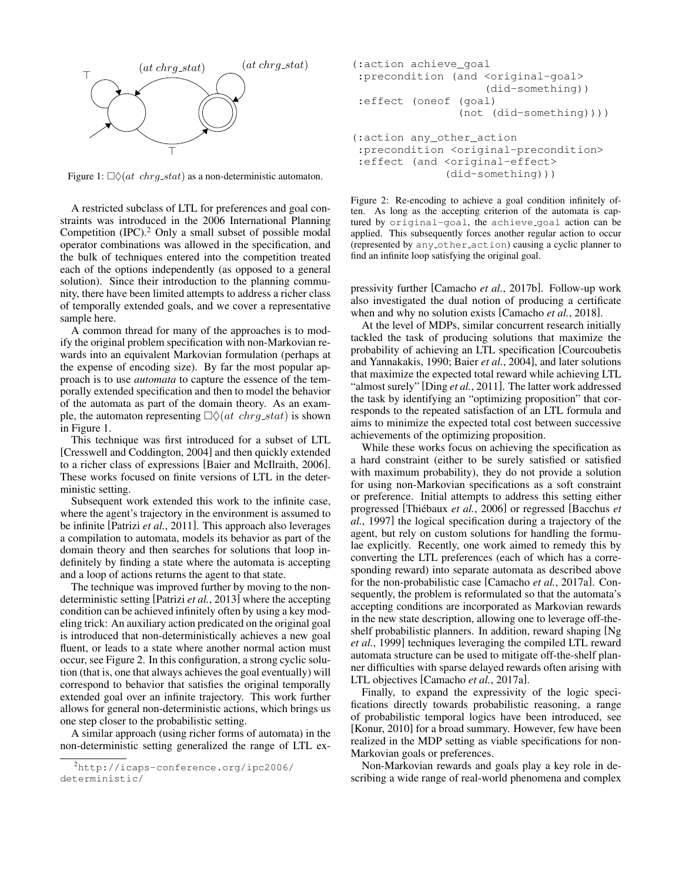Figure 1: $\Box\Diamond(at\ chrg\_stat)$ as a non-deterministic automaton.

A restricted subclass of LTL for preferences and goal constraints was introduced in the 2006 International Planning Competition (IPC).[2] Only a small subset of possible modal operator combinations was allowed in the specification, and the bulk of techniques entered into the competition treated each of the options independently (as opposed to a general solution). Since their introduction to the planning community, there have been limited attempts to address a richer class of temporally extended goals, and we cover a representative sample here.

A common thread for many of the approaches is to modify the original problem specification with non-Markovian rewards into an equivalent Markovian formulation (perhaps at the expense of encoding size). By far the most popular approach is to use *automata* to capture the essence of the temporally extended specification and then to model the behavior of the automata as part of the domain theory. As an example, the automaton representing $\Box\Diamond(at\ chrg\_stat)$ is shown in Figure 1.

This technique was first introduced for a subset of LTL [Cresswell and Coddington, 2004] and then quickly extended to a richer class of expressions [Baier and McIlraith, 2006]. These works focused on finite versions of LTL in the deterministic setting.

Subsequent work extended this work to the infinite case, where the agent's trajectory in the environment is assumed to be infinite [Patrizi *et al.*, 2011]. This approach also leverages a compilation to automata, models its behavior as part of the domain theory and then searches for solutions that loop indefinitely by finding a state where the automata is accepting and a loop of actions returns the agent to that state.

The technique was improved further by moving to the non-deterministic setting [Patrizi *et al.*, 2013] where the accepting condition can be achieved infinitely often by using a key modeling trick: An auxiliary action predicated on the original goal is introduced that non-deterministically achieves a new goal fluent, or leads to a state where another normal action must occur, see Figure 2. In this configuration, a strong cyclic solution (that is, one that always achieves the goal eventually) will correspond to behavior that satisfies the original temporally extended goal over an infinite trajectory. This work further allows for general non-deterministic actions, which brings us one step closer to the probabilistic setting.

A similar approach (using richer forms of automata) in the non-deterministic setting generalized the range of LTL expressivity further [Camacho *et al.*, 2017b]. Follow-up work also investigated the dual notion of producing a certificate when and why no solution exists [Camacho *et al.*, 2018].

```
(:action achieve_goal
 :precondition (and <original-goal>
                    (did-something))
 :effect (oneof (goal)
                (not (did-something))))

(:action any_other_action
 :precondition <original-precondition>
 :effect (and <original-effect>
              (did-something)))
```

Figure 2: Re-encoding to achieve a goal condition infinitely often. As long as the accepting criterion of the automata is captured by original-goal, the achieve_goal action can be applied. This subsequently forces another regular action to occur (represented by any_other_action) causing a cyclic planner to find an infinite loop satisfying the original goal.

At the level of MDPs, similar concurrent research initially tackled the task of producing solutions that maximize the probability of achieving an LTL specification [Courcoubetis and Yannakakis, 1990; Baier *et al.*, 2004], and later solutions that maximize the expected total reward while achieving LTL "almost surely" [Ding *et al.*, 2011]. The latter work addressed the task by identifying an "optimizing proposition" that corresponds to the repeated satisfaction of an LTL formula and aims to minimize the expected total cost between successive achievements of the optimizing proposition.

While these works focus on achieving the specification as a hard constraint (either to be surely satisfied or satisfied with maximum probability), they do not provide a solution for using non-Markovian specifications as a soft constraint or preference. Initial attempts to address this setting either progressed [Thiébaux *et al.*, 2006] or regressed [Bacchus *et al.*, 1997] the logical specification during a trajectory of the agent, but rely on custom solutions for handling the formulae explicitly. Recently, one work aimed to remedy this by converting the LTL preferences (each of which has a corresponding reward) into separate automata as described above for the non-probabilistic case [Camacho *et al.*, 2017a]. Consequently, the problem is reformulated so that the automata's accepting conditions are incorporated as Markovian rewards in the new state description, allowing one to leverage off-the-shelf probabilistic planners. In addition, reward shaping [Ng *et al.*, 1999] techniques leveraging the compiled LTL reward automata structure can be used to mitigate off-the-shelf planner difficulties with sparse delayed rewards often arising with LTL objectives [Camacho *et al.*, 2017a].

Finally, to expand the expressivity of the logic specifications directly towards probabilistic reasoning, a range of probabilistic temporal logics have been introduced, see [Konur, 2010] for a broad summary. However, few have been realized in the MDP setting as viable specifications for non-Markovian goals or preferences.

Non-Markovian rewards and goals play a key role in describing a wide range of real-world phenomena and complex

[2] http://icaps-conference.org/ipc2006/deterministic/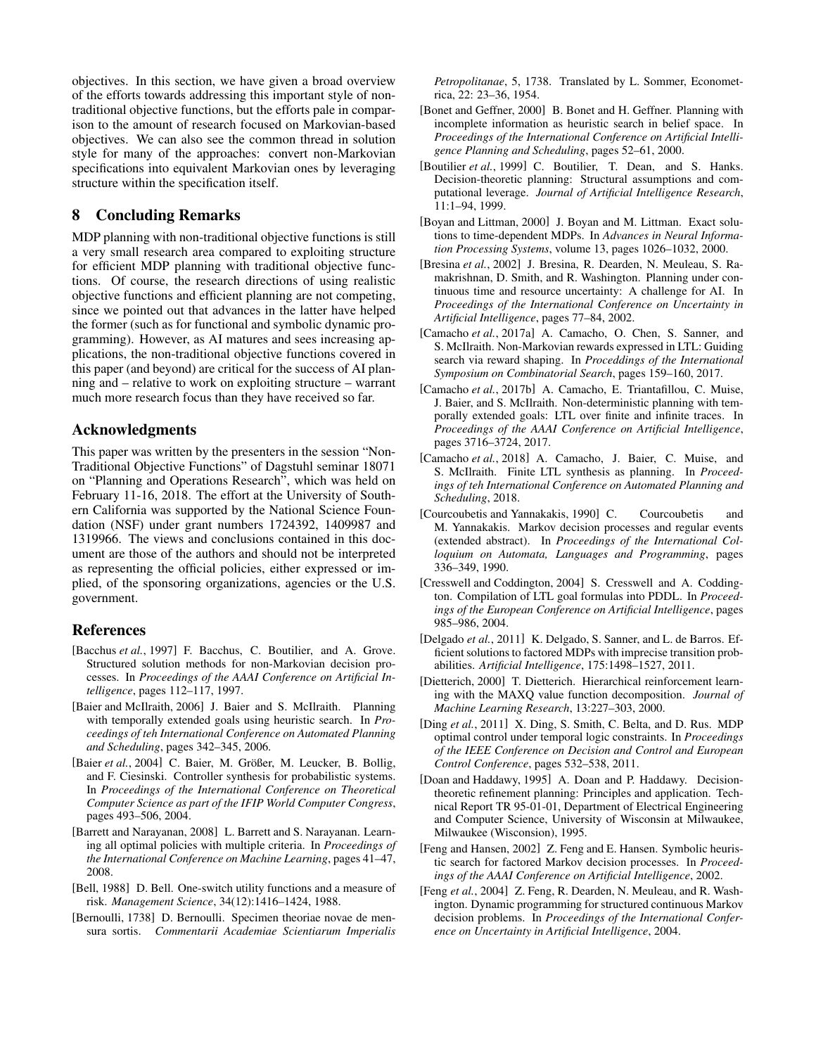objectives. In this section, we have given a broad overview of the efforts towards addressing this important style of non-traditional objective functions, but the efforts pale in comparison to the amount of research focused on Markovian-based objectives. We can also see the common thread in solution style for many of the approaches: convert non-Markovian specifications into equivalent Markovian ones by leveraging structure within the specification itself.

## 8 Concluding Remarks

MDP planning with non-traditional objective functions is still a very small research area compared to exploiting structure for efficient MDP planning with traditional objective functions. Of course, the research directions of using realistic objective functions and efficient planning are not competing, since we pointed out that advances in the latter have helped the former (such as for functional and symbolic dynamic programming). However, as AI matures and sees increasing applications, the non-traditional objective functions covered in this paper (and beyond) are critical for the success of AI planning and – relative to work on exploiting structure – warrant much more research focus than they have received so far.

## Acknowledgments

This paper was written by the presenters in the session "Non-Traditional Objective Functions" of Dagstuhl seminar 18071 on "Planning and Operations Research", which was held on February 11-16, 2018. The effort at the University of Southern California was supported by the National Science Foundation (NSF) under grant numbers 1724392, 1409987 and 1319966. The views and conclusions contained in this document are those of the authors and should not be interpreted as representing the official policies, either expressed or implied, of the sponsoring organizations, agencies or the U.S. government.

## References

[Bacchus *et al.*, 1997] F. Bacchus, C. Boutilier, and A. Grove. Structured solution methods for non-Markovian decision processes. In *Proceedings of the AAAI Conference on Artificial Intelligence*, pages 112–117, 1997.

[Baier and McIlraith, 2006] J. Baier and S. McIlraith. Planning with temporally extended goals using heuristic search. In *Proceedings of teh International Conference on Automated Planning and Scheduling*, pages 342–345, 2006.

[Baier *et al.*, 2004] C. Baier, M. Größer, M. Leucker, B. Bollig, and F. Ciesinski. Controller synthesis for probabilistic systems. In *Proceedings of the International Conference on Theoretical Computer Science as part of the IFIP World Computer Congress*, pages 493–506, 2004.

[Barrett and Narayanan, 2008] L. Barrett and S. Narayanan. Learning all optimal policies with multiple criteria. In *Proceedings of the International Conference on Machine Learning*, pages 41–47, 2008.

[Bell, 1988] D. Bell. One-switch utility functions and a measure of risk. *Management Science*, 34(12):1416–1424, 1988.

[Bernoulli, 1738] D. Bernoulli. Specimen theoriae novae de mensura sortis. *Commentarii Academiae Scientiarum Imperialis Petropolitanae*, 5, 1738. Translated by L. Sommer, Econometrica, 22: 23–36, 1954.

[Bonet and Geffner, 2000] B. Bonet and H. Geffner. Planning with incomplete information as heuristic search in belief space. In *Proceedings of the International Conference on Artificial Intelligence Planning and Scheduling*, pages 52–61, 2000.

[Boutilier *et al.*, 1999] C. Boutilier, T. Dean, and S. Hanks. Decision-theoretic planning: Structural assumptions and computational leverage. *Journal of Artificial Intelligence Research*, 11:1–94, 1999.

[Boyan and Littman, 2000] J. Boyan and M. Littman. Exact solutions to time-dependent MDPs. In *Advances in Neural Information Processing Systems*, volume 13, pages 1026–1032, 2000.

[Bresina *et al.*, 2002] J. Bresina, R. Dearden, N. Meuleau, S. Ramakrishnan, D. Smith, and R. Washington. Planning under continuous time and resource uncertainty: A challenge for AI. In *Proceedings of the International Conference on Uncertainty in Artificial Intelligence*, pages 77–84, 2002.

[Camacho *et al.*, 2017a] A. Camacho, O. Chen, S. Sanner, and S. McIlraith. Non-Markovian rewards expressed in LTL: Guiding search via reward shaping. In *Proceddings of the International Symposium on Combinatorial Search*, pages 159–160, 2017.

[Camacho *et al.*, 2017b] A. Camacho, E. Triantafillou, C. Muise, J. Baier, and S. McIlraith. Non-deterministic planning with temporally extended goals: LTL over finite and infinite traces. In *Proceedings of the AAAI Conference on Artificial Intelligence*, pages 3716–3724, 2017.

[Camacho *et al.*, 2018] A. Camacho, J. Baier, C. Muise, and S. McIlraith. Finite LTL synthesis as planning. In *Proceedings of teh International Conference on Automated Planning and Scheduling*, 2018.

[Courcoubetis and Yannakakis, 1990] C. Courcoubetis and M. Yannakakis. Markov decision processes and regular events (extended abstract). In *Proceedings of the International Colloquium on Automata, Languages and Programming*, pages 336–349, 1990.

[Cresswell and Coddington, 2004] S. Cresswell and A. Coddington. Compilation of LTL goal formulas into PDDL. In *Proceedings of the European Conference on Artificial Intelligence*, pages 985–986, 2004.

[Delgado *et al.*, 2011] K. Delgado, S. Sanner, and L. de Barros. Efficient solutions to factored MDPs with imprecise transition probabilities. *Artificial Intelligence*, 175:1498–1527, 2011.

[Dietterich, 2000] T. Dietterich. Hierarchical reinforcement learning with the MAXQ value function decomposition. *Journal of Machine Learning Research*, 13:227–303, 2000.

[Ding *et al.*, 2011] X. Ding, S. Smith, C. Belta, and D. Rus. MDP optimal control under temporal logic constraints. In *Proceedings of the IEEE Conference on Decision and Control and European Control Conference*, pages 532–538, 2011.

[Doan and Haddawy, 1995] A. Doan and P. Haddawy. Decision-theoretic refinement planning: Principles and application. Technical Report TR 95-01-01, Department of Electrical Engineering and Computer Science, University of Wisconsin at Milwaukee, Milwaukee (Wisconsion), 1995.

[Feng and Hansen, 2002] Z. Feng and E. Hansen. Symbolic heuristic search for factored Markov decision processes. In *Proceedings of the AAAI Conference on Artificial Intelligence*, 2002.

[Feng *et al.*, 2004] Z. Feng, R. Dearden, N. Meuleau, and R. Washington. Dynamic programming for structured continuous Markov decision problems. In *Proceedings of the International Conference on Uncertainty in Artificial Intelligence*, 2004.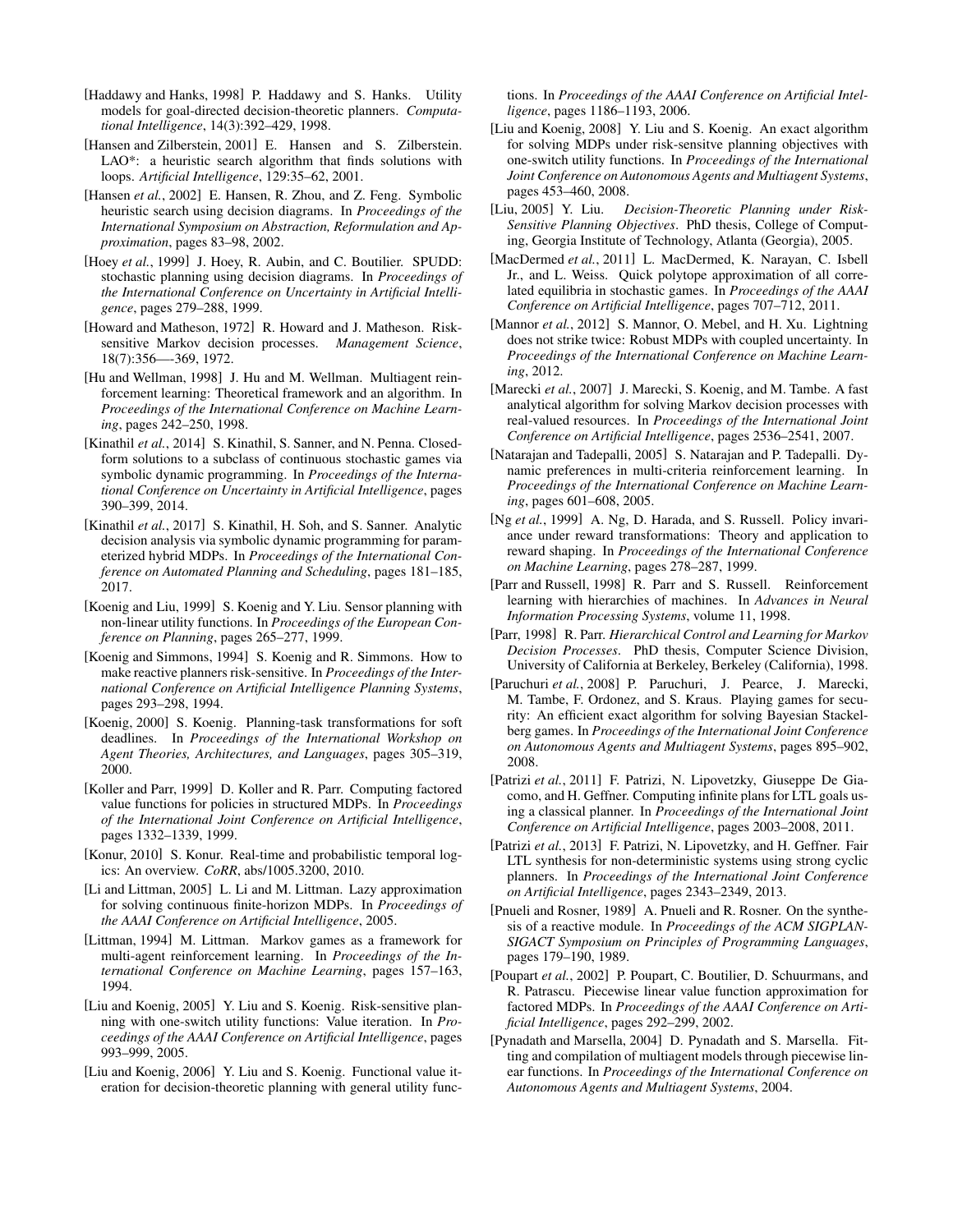[Haddawy and Hanks, 1998] P. Haddawy and S. Hanks. Utility models for goal-directed decision-theoretic planners. *Computational Intelligence*, 14(3):392–429, 1998.

[Hansen and Zilberstein, 2001] E. Hansen and S. Zilberstein. LAO*: a heuristic search algorithm that finds solutions with loops. *Artificial Intelligence*, 129:35–62, 2001.

[Hansen *et al.*, 2002] E. Hansen, R. Zhou, and Z. Feng. Symbolic heuristic search using decision diagrams. In *Proceedings of the International Symposium on Abstraction, Reformulation and Approximation*, pages 83–98, 2002.

[Hoey *et al.*, 1999] J. Hoey, R. Aubin, and C. Boutilier. SPUDD: stochastic planning using decision diagrams. In *Proceedings of the International Conference on Uncertainty in Artificial Intelligence*, pages 279–288, 1999.

[Howard and Matheson, 1972] R. Howard and J. Matheson. Risk-sensitive Markov decision processes. *Management Science*, 18(7):356—-369, 1972.

[Hu and Wellman, 1998] J. Hu and M. Wellman. Multiagent reinforcement learning: Theoretical framework and an algorithm. In *Proceedings of the International Conference on Machine Learning*, pages 242–250, 1998.

[Kinathil *et al.*, 2014] S. Kinathil, S. Sanner, and N. Penna. Closed-form solutions to a subclass of continuous stochastic games via symbolic dynamic programming. In *Proceedings of the International Conference on Uncertainty in Artificial Intelligence*, pages 390–399, 2014.

[Kinathil *et al.*, 2017] S. Kinathil, H. Soh, and S. Sanner. Analytic decision analysis via symbolic dynamic programming for parameterized hybrid MDPs. In *Proceedings of the International Conference on Automated Planning and Scheduling*, pages 181–185, 2017.

[Koenig and Liu, 1999] S. Koenig and Y. Liu. Sensor planning with non-linear utility functions. In *Proceedings of the European Conference on Planning*, pages 265–277, 1999.

[Koenig and Simmons, 1994] S. Koenig and R. Simmons. How to make reactive planners risk-sensitive. In *Proceedings of the International Conference on Artificial Intelligence Planning Systems*, pages 293–298, 1994.

[Koenig, 2000] S. Koenig. Planning-task transformations for soft deadlines. In *Proceedings of the International Workshop on Agent Theories, Architectures, and Languages*, pages 305–319, 2000.

[Koller and Parr, 1999] D. Koller and R. Parr. Computing factored value functions for policies in structured MDPs. In *Proceedings of the International Joint Conference on Artificial Intelligence*, pages 1332–1339, 1999.

[Konur, 2010] S. Konur. Real-time and probabilistic temporal logics: An overview. *CoRR*, abs/1005.3200, 2010.

[Li and Littman, 2005] L. Li and M. Littman. Lazy approximation for solving continuous finite-horizon MDPs. In *Proceedings of the AAAI Conference on Artificial Intelligence*, 2005.

[Littman, 1994] M. Littman. Markov games as a framework for multi-agent reinforcement learning. In *Proceedings of the International Conference on Machine Learning*, pages 157–163, 1994.

[Liu and Koenig, 2005] Y. Liu and S. Koenig. Risk-sensitive planning with one-switch utility functions: Value iteration. In *Proceedings of the AAAI Conference on Artificial Intelligence*, pages 993–999, 2005.

[Liu and Koenig, 2006] Y. Liu and S. Koenig. Functional value iteration for decision-theoretic planning with general utility functions. In *Proceedings of the AAAI Conference on Artificial Intelligence*, pages 1186–1193, 2006.

[Liu and Koenig, 2008] Y. Liu and S. Koenig. An exact algorithm for solving MDPs under risk-sensitve planning objectives with one-switch utility functions. In *Proceedings of the International Joint Conference on Autonomous Agents and Multiagent Systems*, pages 453–460, 2008.

[Liu, 2005] Y. Liu. *Decision-Theoretic Planning under Risk-Sensitive Planning Objectives*. PhD thesis, College of Computing, Georgia Institute of Technology, Atlanta (Georgia), 2005.

[MacDermed *et al.*, 2011] L. MacDermed, K. Narayan, C. Isbell Jr., and L. Weiss. Quick polytope approximation of all correlated equilibria in stochastic games. In *Proceedings of the AAAI Conference on Artificial Intelligence*, pages 707–712, 2011.

[Mannor *et al.*, 2012] S. Mannor, O. Mebel, and H. Xu. Lightning does not strike twice: Robust MDPs with coupled uncertainty. In *Proceedings of the International Conference on Machine Learning*, 2012.

[Marecki *et al.*, 2007] J. Marecki, S. Koenig, and M. Tambe. A fast analytical algorithm for solving Markov decision processes with real-valued resources. In *Proceedings of the International Joint Conference on Artificial Intelligence*, pages 2536–2541, 2007.

[Natarajan and Tadepalli, 2005] S. Natarajan and P. Tadepalli. Dynamic preferences in multi-criteria reinforcement learning. In *Proceedings of the International Conference on Machine Learning*, pages 601–608, 2005.

[Ng *et al.*, 1999] A. Ng, D. Harada, and S. Russell. Policy invariance under reward transformations: Theory and application to reward shaping. In *Proceedings of the International Conference on Machine Learning*, pages 278–287, 1999.

[Parr and Russell, 1998] R. Parr and S. Russell. Reinforcement learning with hierarchies of machines. In *Advances in Neural Information Processing Systems*, volume 11, 1998.

[Parr, 1998] R. Parr. *Hierarchical Control and Learning for Markov Decision Processes*. PhD thesis, Computer Science Division, University of California at Berkeley, Berkeley (California), 1998.

[Paruchuri *et al.*, 2008] P. Paruchuri, J. Pearce, J. Marecki, M. Tambe, F. Ordonez, and S. Kraus. Playing games for security: An efficient exact algorithm for solving Bayesian Stackelberg games. In *Proceedings of the International Joint Conference on Autonomous Agents and Multiagent Systems*, pages 895–902, 2008.

[Patrizi *et al.*, 2011] F. Patrizi, N. Lipovetzky, Giuseppe De Giacomo, and H. Geffner. Computing infinite plans for LTL goals using a classical planner. In *Proceedings of the International Joint Conference on Artificial Intelligence*, pages 2003–2008, 2011.

[Patrizi *et al.*, 2013] F. Patrizi, N. Lipovetzky, and H. Geffner. Fair LTL synthesis for non-deterministic systems using strong cyclic planners. In *Proceedings of the International Joint Conference on Artificial Intelligence*, pages 2343–2349, 2013.

[Pnueli and Rosner, 1989] A. Pnueli and R. Rosner. On the synthesis of a reactive module. In *Proceedings of the ACM SIGPLAN-SIGACT Symposium on Principles of Programming Languages*, pages 179–190, 1989.

[Poupart *et al.*, 2002] P. Poupart, C. Boutilier, D. Schuurmans, and R. Patrascu. Piecewise linear value function approximation for factored MDPs. In *Proceedings of the AAAI Conference on Artificial Intelligence*, pages 292–299, 2002.

[Pynadath and Marsella, 2004] D. Pynadath and S. Marsella. Fitting and compilation of multiagent models through piecewise linear functions. In *Proceedings of the International Conference on Autonomous Agents and Multiagent Systems*, 2004.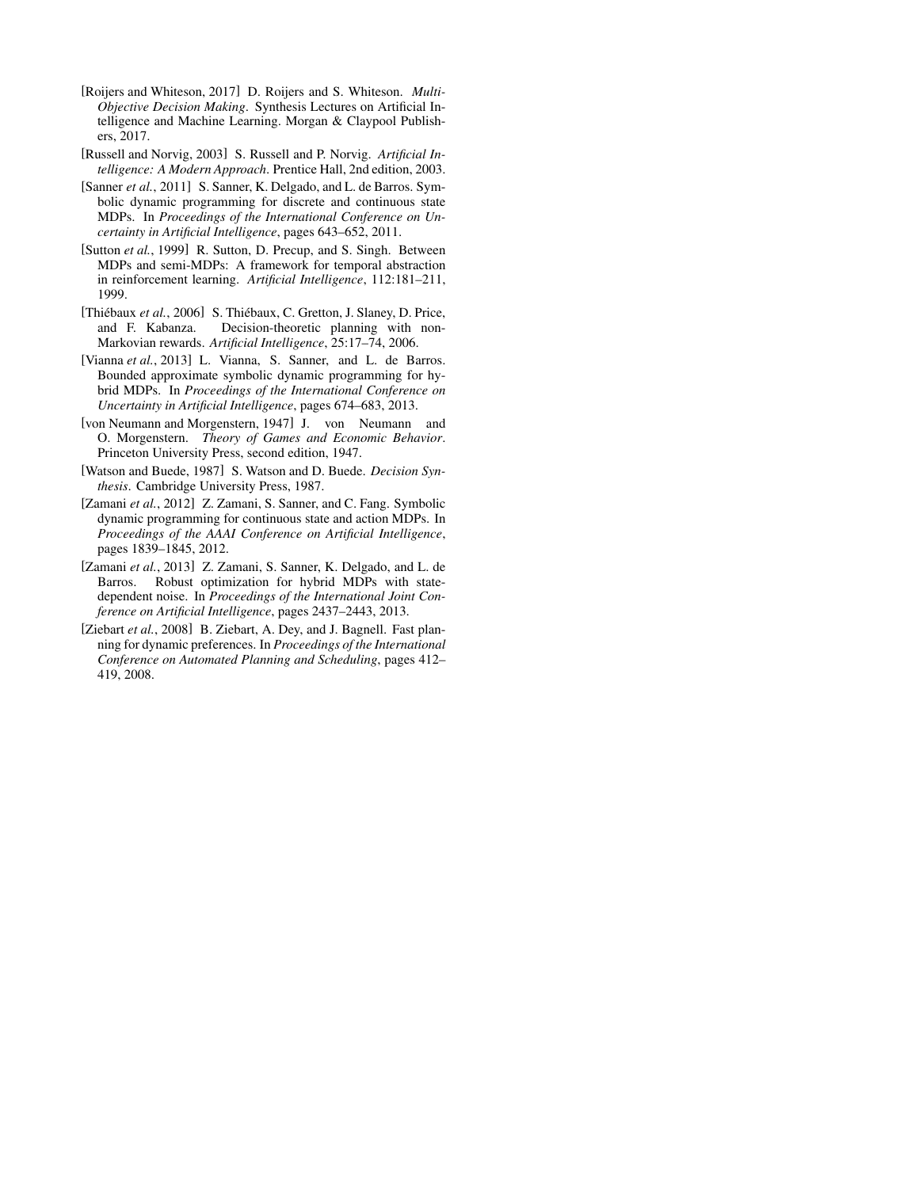[Roijers and Whiteson, 2017] D. Roijers and S. Whiteson. *Multi-Objective Decision Making*. Synthesis Lectures on Artificial Intelligence and Machine Learning. Morgan & Claypool Publishers, 2017.

[Russell and Norvig, 2003] S. Russell and P. Norvig. *Artificial Intelligence: A Modern Approach*. Prentice Hall, 2nd edition, 2003.

[Sanner *et al.*, 2011] S. Sanner, K. Delgado, and L. de Barros. Symbolic dynamic programming for discrete and continuous state MDPs. In *Proceedings of the International Conference on Uncertainty in Artificial Intelligence*, pages 643–652, 2011.

[Sutton *et al.*, 1999] R. Sutton, D. Precup, and S. Singh. Between MDPs and semi-MDPs: A framework for temporal abstraction in reinforcement learning. *Artificial Intelligence*, 112:181–211, 1999.

[Thiébaux *et al.*, 2006] S. Thiébaux, C. Gretton, J. Slaney, D. Price, and F. Kabanza. Decision-theoretic planning with non-Markovian rewards. *Artificial Intelligence*, 25:17–74, 2006.

[Vianna *et al.*, 2013] L. Vianna, S. Sanner, and L. de Barros. Bounded approximate symbolic dynamic programming for hybrid MDPs. In *Proceedings of the International Conference on Uncertainty in Artificial Intelligence*, pages 674–683, 2013.

[von Neumann and Morgenstern, 1947] J. von Neumann and O. Morgenstern. *Theory of Games and Economic Behavior*. Princeton University Press, second edition, 1947.

[Watson and Buede, 1987] S. Watson and D. Buede. *Decision Synthesis*. Cambridge University Press, 1987.

[Zamani *et al.*, 2012] Z. Zamani, S. Sanner, and C. Fang. Symbolic dynamic programming for continuous state and action MDPs. In *Proceedings of the AAAI Conference on Artificial Intelligence*, pages 1839–1845, 2012.

[Zamani *et al.*, 2013] Z. Zamani, S. Sanner, K. Delgado, and L. de Barros. Robust optimization for hybrid MDPs with state-dependent noise. In *Proceedings of the International Joint Conference on Artificial Intelligence*, pages 2437–2443, 2013.

[Ziebart *et al.*, 2008] B. Ziebart, A. Dey, and J. Bagnell. Fast planning for dynamic preferences. In *Proceedings of the International Conference on Automated Planning and Scheduling*, pages 412–419, 2008.